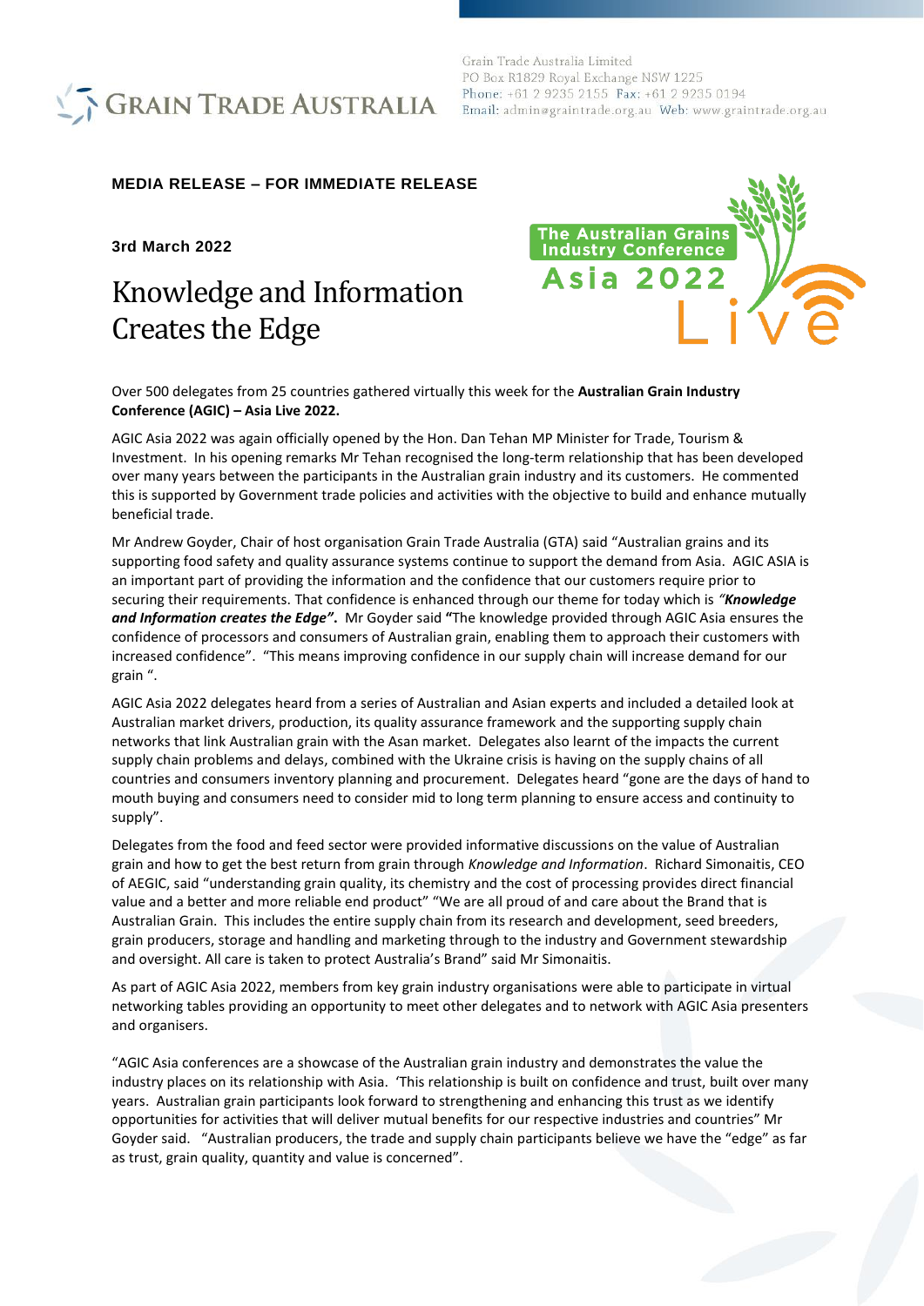GRAIN TRADE AUSTRALIA

Grain Trade Australia Limited
PO Box R1829 Royal Exchange NSW 1225
Phone: +61 2 9235 2155 Fax: +61 2 9235 0194
Email: admin@graintrade.org.au Web: www.graintrade.org.au

**MEDIA RELEASE – FOR IMMEDIATE RELEASE**

**3rd March 2022**

The Australian Grains Industry Conference Asia 2022 Live

# Knowledge and Information Creates the Edge

Over 500 delegates from 25 countries gathered virtually this week for the **Australian Grain Industry Conference (AGIC) – Asia Live 2022.**

AGIC Asia 2022 was again officially opened by the Hon. Dan Tehan MP Minister for Trade, Tourism & Investment. In his opening remarks Mr Tehan recognised the long-term relationship that has been developed over many years between the participants in the Australian grain industry and its customers. He commented this is supported by Government trade policies and activities with the objective to build and enhance mutually beneficial trade.

Mr Andrew Goyder, Chair of host organisation Grain Trade Australia (GTA) said "Australian grains and its supporting food safety and quality assurance systems continue to support the demand from Asia. AGIC ASIA is an important part of providing the information and the confidence that our customers require prior to securing their requirements. That confidence is enhanced through our theme for today which is ***"Knowledge and Information creates the Edge"***. Mr Goyder said **"**The knowledge provided through AGIC Asia ensures the confidence of processors and consumers of Australian grain, enabling them to approach their customers with increased confidence". "This means improving confidence in our supply chain will increase demand for our grain ".

AGIC Asia 2022 delegates heard from a series of Australian and Asian experts and included a detailed look at Australian market drivers, production, its quality assurance framework and the supporting supply chain networks that link Australian grain with the Asan market. Delegates also learnt of the impacts the current supply chain problems and delays, combined with the Ukraine crisis is having on the supply chains of all countries and consumers inventory planning and procurement. Delegates heard "gone are the days of hand to mouth buying and consumers need to consider mid to long term planning to ensure access and continuity to supply".

Delegates from the food and feed sector were provided informative discussions on the value of Australian grain and how to get the best return from grain through *Knowledge and Information*. Richard Simonaitis, CEO of AEGIC, said "understanding grain quality, its chemistry and the cost of processing provides direct financial value and a better and more reliable end product" "We are all proud of and care about the Brand that is Australian Grain. This includes the entire supply chain from its research and development, seed breeders, grain producers, storage and handling and marketing through to the industry and Government stewardship and oversight. All care is taken to protect Australia's Brand" said Mr Simonaitis.

As part of AGIC Asia 2022, members from key grain industry organisations were able to participate in virtual networking tables providing an opportunity to meet other delegates and to network with AGIC Asia presenters and organisers.

"AGIC Asia conferences are a showcase of the Australian grain industry and demonstrates the value the industry places on its relationship with Asia. 'This relationship is built on confidence and trust, built over many years. Australian grain participants look forward to strengthening and enhancing this trust as we identify opportunities for activities that will deliver mutual benefits for our respective industries and countries" Mr Goyder said. "Australian producers, the trade and supply chain participants believe we have the "edge" as far as trust, grain quality, quantity and value is concerned".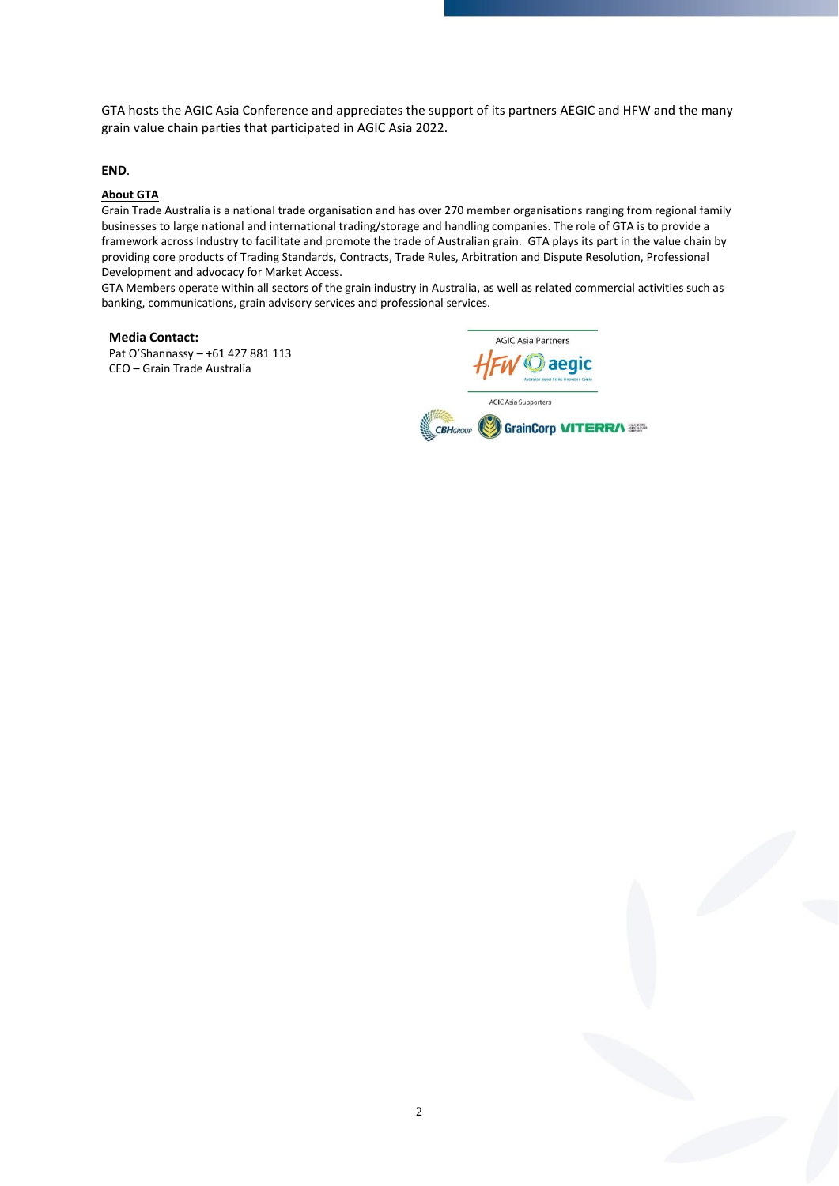GTA hosts the AGIC Asia Conference and appreciates the support of its partners AEGIC and HFW and the many grain value chain parties that participated in AGIC Asia 2022.

**END**.

**About GTA**

Grain Trade Australia is a national trade organisation and has over 270 member organisations ranging from regional family businesses to large national and international trading/storage and handling companies. The role of GTA is to provide a framework across Industry to facilitate and promote the trade of Australian grain. GTA plays its part in the value chain by providing core products of Trading Standards, Contracts, Trade Rules, Arbitration and Dispute Resolution, Professional Development and advocacy for Market Access.

GTA Members operate within all sectors of the grain industry in Australia, as well as related commercial activities such as banking, communications, grain advisory services and professional services.

**Media Contact:**
Pat O'Shannassy – +61 427 881 113
CEO – Grain Trade Australia

AGIC Asia Partners

HFW aegic

AGIC Asia Supporters

CBH GROUP GrainCorp VITERRA